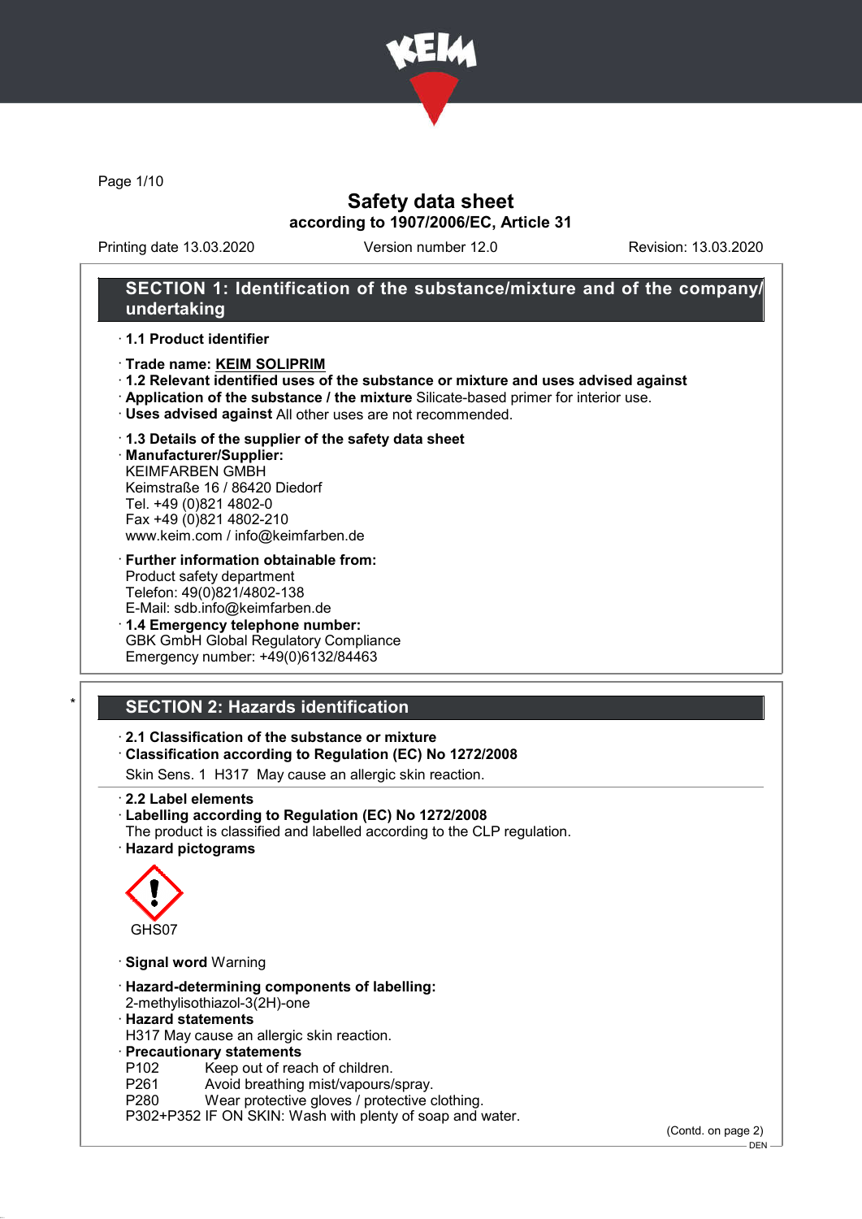# Safety data sheet

**according to 1907/2006/EC, Article 31**

Printing date 13.03.2020 Version number 12.0 Revision: 13.03.2020

## SECTION 1: Identification of the substance/mixture and of the company/undertaking

· **1.1 Product identifier**

· **Trade name: KEIM SOLIPRIM**
· **1.2 Relevant identified uses of the substance or mixture and uses advised against**
· **Application of the substance / the mixture** Silicate-based primer for interior use.
· **Uses advised against** All other uses are not recommended.

· **1.3 Details of the supplier of the safety data sheet**
· **Manufacturer/Supplier:**
KEIMFARBEN GMBH
Keimstraße 16 / 86420 Diedorf
Tel. +49 (0)821 4802-0
Fax +49 (0)821 4802-210
www.keim.com / info@keimfarben.de

· **Further information obtainable from:**
Product safety department
Telefon: 49(0)821/4802-138
E-Mail: sdb.info@keimfarben.de
· **1.4 Emergency telephone number:**
GBK GmbH Global Regulatory Compliance
Emergency number: +49(0)6132/84463

## SECTION 2: Hazards identification

· **2.1 Classification of the substance or mixture**
· **Classification according to Regulation (EC) No 1272/2008**
Skin Sens. 1 H317 May cause an allergic skin reaction.

· **2.2 Label elements**
· **Labelling according to Regulation (EC) No 1272/2008**
The product is classified and labelled according to the CLP regulation.
· **Hazard pictograms**

GHS07

· **Signal word** Warning

· **Hazard-determining components of labelling:**
2-methylisothiazol-3(2H)-one
· **Hazard statements**
H317 May cause an allergic skin reaction.
· **Precautionary statements**
P102 Keep out of reach of children.
P261 Avoid breathing mist/vapours/spray.
P280 Wear protective gloves / protective clothing.
P302+P352 IF ON SKIN: Wash with plenty of soap and water.

(Contd. on page 2)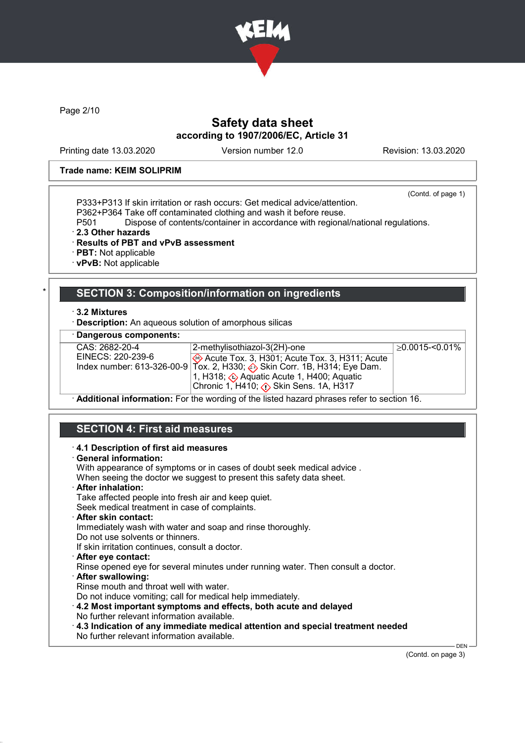# Safety data sheet

**according to 1907/2006/EC, Article 31**

Printing date 13.03.2020    Version number 12.0    Revision: 13.03.2020

**Trade name: KEIM SOLIPRIM**

(Contd. of page 1)

P333+P313 If skin irritation or rash occurs: Get medical advice/attention.
P362+P364 Take off contaminated clothing and wash it before reuse.
P501 Dispose of contents/container in accordance with regional/national regulations.

· **2.3 Other hazards**
· **Results of PBT and vPvB assessment**
· **PBT:** Not applicable
· **vPvB:** Not applicable

\*

## SECTION 3: Composition/information on ingredients

· **3.2 Mixtures**
· **Description:** An aqueous solution of amorphous silicas

· **Dangerous components:**

| | | |
|---|---|---|
| CAS: 2682-20-4<br>EINECS: 220-239-6<br>Index number: 613-326-00-9 | 2-methylisothiazol-3(2H)-one<br>Acute Tox. 3, H301; Acute Tox. 3, H311; Acute Tox. 2, H330; Skin Corr. 1B, H314; Eye Dam. 1, H318; Aquatic Acute 1, H400; Aquatic Chronic 1, H410; Skin Sens. 1A, H317 | ≥0.0015-<0.01% |

· **Additional information:** For the wording of the listed hazard phrases refer to section 16.

## SECTION 4: First aid measures

· **4.1 Description of first aid measures**
· **General information:**
With appearance of symptoms or in cases of doubt seek medical advice .
When seeing the doctor we suggest to present this safety data sheet.
· **After inhalation:**
Take affected people into fresh air and keep quiet.
Seek medical treatment in case of complaints.
· **After skin contact:**
Immediately wash with water and soap and rinse thoroughly.
Do not use solvents or thinners.
If skin irritation continues, consult a doctor.
· **After eye contact:**
Rinse opened eye for several minutes under running water. Then consult a doctor.
· **After swallowing:**
Rinse mouth and throat well with water.
Do not induce vomiting; call for medical help immediately.
· **4.2 Most important symptoms and effects, both acute and delayed**
No further relevant information available.
· **4.3 Indication of any immediate medical attention and special treatment needed**
No further relevant information available.

DEN

(Contd. on page 3)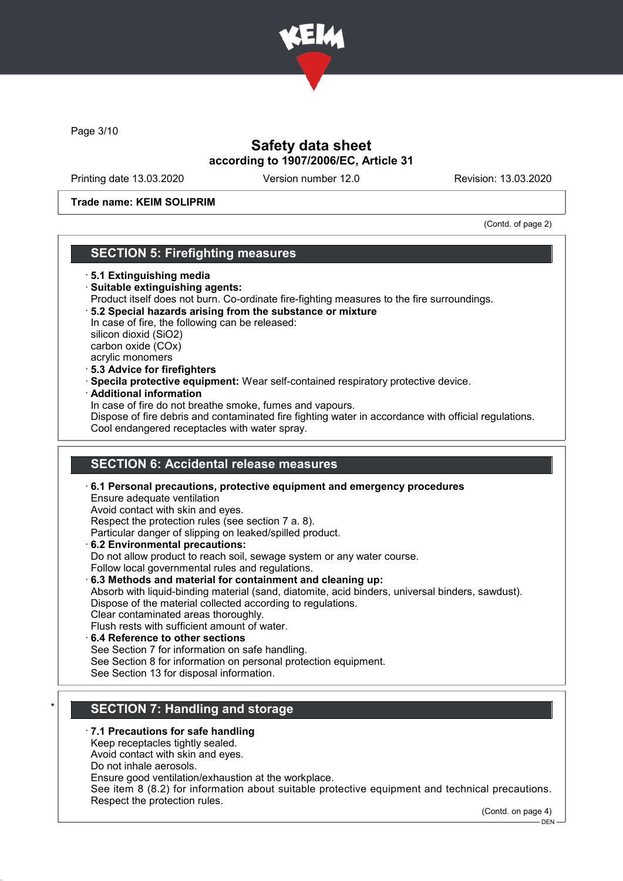Trade name: KEIM SOLIPRIM

(Contd. of page 2)

## SECTION 5: Firefighting measures

- **5.1 Extinguishing media**
- **Suitable extinguishing agents:**
  Product itself does not burn. Co-ordinate fire-fighting measures to the fire surroundings.
- **5.2 Special hazards arising from the substance or mixture**
  In case of fire, the following can be released:
  silicon dioxid ($SiO_2$)
  carbon oxide ($CO_x$)
  acrylic monomers
- **5.3 Advice for firefighters**
- **Specila protective equipment:** Wear self-contained respiratory protective device.
- **Additional information**
  In case of fire do not breathe smoke, fumes and vapours.
  Dispose of fire debris and contaminated fire fighting water in accordance with official regulations.
  Cool endangered receptacles with water spray.

## SECTION 6: Accidental release measures

- **6.1 Personal precautions, protective equipment and emergency procedures**
  Ensure adequate ventilation
  Avoid contact with skin and eyes.
  Respect the protection rules (see section 7 a. 8).
  Particular danger of slipping on leaked/spilled product.
- **6.2 Environmental precautions:**
  Do not allow product to reach soil, sewage system or any water course.
  Follow local governmental rules and regulations.
- **6.3 Methods and material for containment and cleaning up:**
  Absorb with liquid-binding material (sand, diatomite, acid binders, universal binders, sawdust).
  Dispose of the material collected according to regulations.
  Clear contaminated areas thoroughly.
  Flush rests with sufficient amount of water.
- **6.4 Reference to other sections**
  See Section 7 for information on safe handling.
  See Section 8 for information on personal protection equipment.
  See Section 13 for disposal information.

## * SECTION 7: Handling and storage

- **7.1 Precautions for safe handling**
  Keep receptacles tightly sealed.
  Avoid contact with skin and eyes.
  Do not inhale aerosols.
  Ensure good ventilation/exhaustion at the workplace.
  See item 8 (8.2) for information about suitable protective equipment and technical precautions.
  Respect the protection rules.

(Contd. on page 4)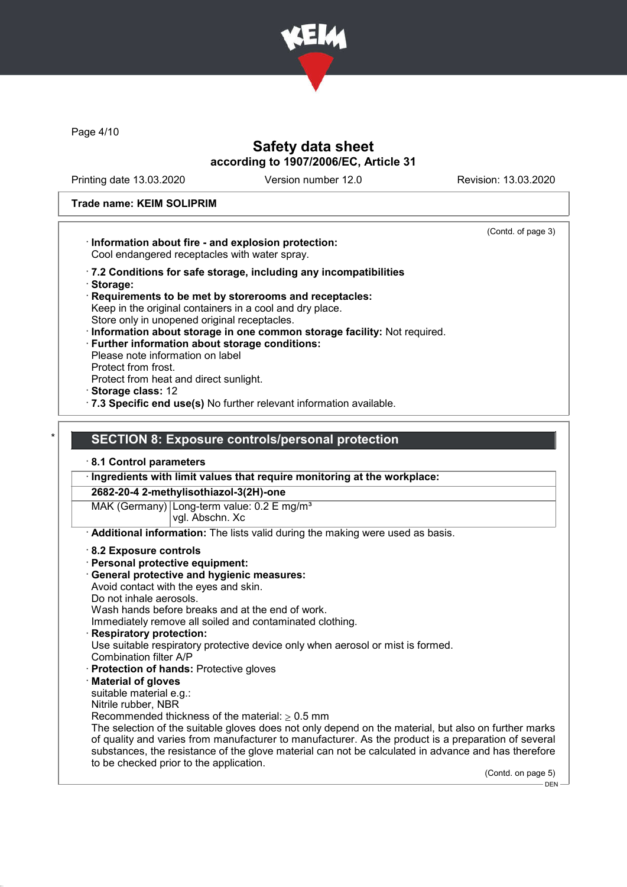Trade name: KEIM SOLIPRIM

(Contd. of page 3)

· **Information about fire - and explosion protection:**
Cool endangered receptacles with water spray.

· **7.2 Conditions for safe storage, including any incompatibilities**
· **Storage:**
· **Requirements to be met by storerooms and receptacles:**
Keep in the original containers in a cool and dry place.
Store only in unopened original receptacles.
· **Information about storage in one common storage facility:** Not required.
· **Further information about storage conditions:**
Please note information on label
Protect from frost.
Protect from heat and direct sunlight.
· **Storage class:** 12
· **7.3 Specific end use(s)** No further relevant information available.

## SECTION 8: Exposure controls/personal protection

· **8.1 Control parameters**

| · Ingredients with limit values that require monitoring at the workplace: | |
|---|---|
| **2682-20-4 2-methylisothiazol-3(2H)-one** | |
| MAK (Germany) | Long-term value: 0.2 E mg/m³<br>vgl. Abschn. Xc |

· **Additional information:** The lists valid during the making were used as basis.

· **8.2 Exposure controls**
· **Personal protective equipment:**
· **General protective and hygienic measures:**
Avoid contact with the eyes and skin.
Do not inhale aerosols.
Wash hands before breaks and at the end of work.
Immediately remove all soiled and contaminated clothing.
· **Respiratory protection:**
Use suitable respiratory protective device only when aerosol or mist is formed.
Combination filter A/P
· **Protection of hands:** Protective gloves
· **Material of gloves**
suitable material e.g.:
Nitrile rubber, NBR
Recommended thickness of the material: $\geq$ 0.5 mm
The selection of the suitable gloves does not only depend on the material, but also on further marks of quality and varies from manufacturer to manufacturer. As the product is a preparation of several substances, the resistance of the glove material can not be calculated in advance and has therefore to be checked prior to the application.

(Contd. on page 5)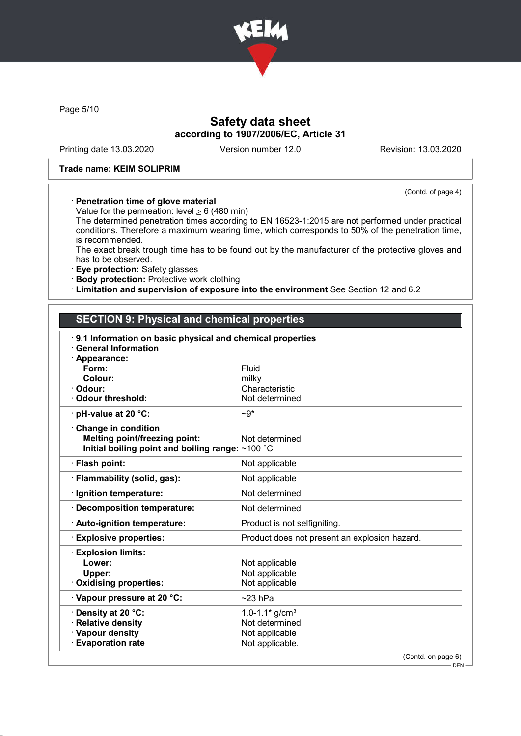Trade name: KEIM SOLIPRIM

(Contd. of page 4)

· **Penetration time of glove material**
Value for the permeation: level ≥ 6 (480 min)
The determined penetration times according to EN 16523-1:2015 are not performed under practical conditions. Therefore a maximum wearing time, which corresponds to 50% of the penetration time, is recommended.
The exact break trough time has to be found out by the manufacturer of the protective gloves and has to be observed.
· **Eye protection:** Safety glasses
· **Body protection:** Protective work clothing
· **Limitation and supervision of exposure into the environment** See Section 12 and 6.2

## SECTION 9: Physical and chemical properties

· **9.1 Information on basic physical and chemical properties**
· **General Information**

| | |
|---|---|
| · **Appearance:** | |
| **Form:** | Fluid |
| **Colour:** | milky |
| · **Odour:** | Characteristic |
| · **Odour threshold:** | Not determined |
| · **pH-value at 20 °C:** | ~9* |
| · **Change in condition** | |
| **Melting point/freezing point:** | Not determined |
| **Initial boiling point and boiling range:** | ~100 °C |
| · **Flash point:** | Not applicable |
| · **Flammability (solid, gas):** | Not applicable |
| · **Ignition temperature:** | Not determined |
| · **Decomposition temperature:** | Not determined |
| · **Auto-ignition temperature:** | Product is not selfigniting. |
| · **Explosive properties:** | Product does not present an explosion hazard. |
| · **Explosion limits:** | |
| **Lower:** | Not applicable |
| **Upper:** | Not applicable |
| · **Oxidising properties:** | Not applicable |
| · **Vapour pressure at 20 °C:** | ~23 hPa |
| · **Density at 20 °C:** | 1.0-1.1* g/cm³ |
| · **Relative density** | Not determined |
| · **Vapour density** | Not applicable |
| · **Evaporation rate** | Not applicable. |

(Contd. on page 6)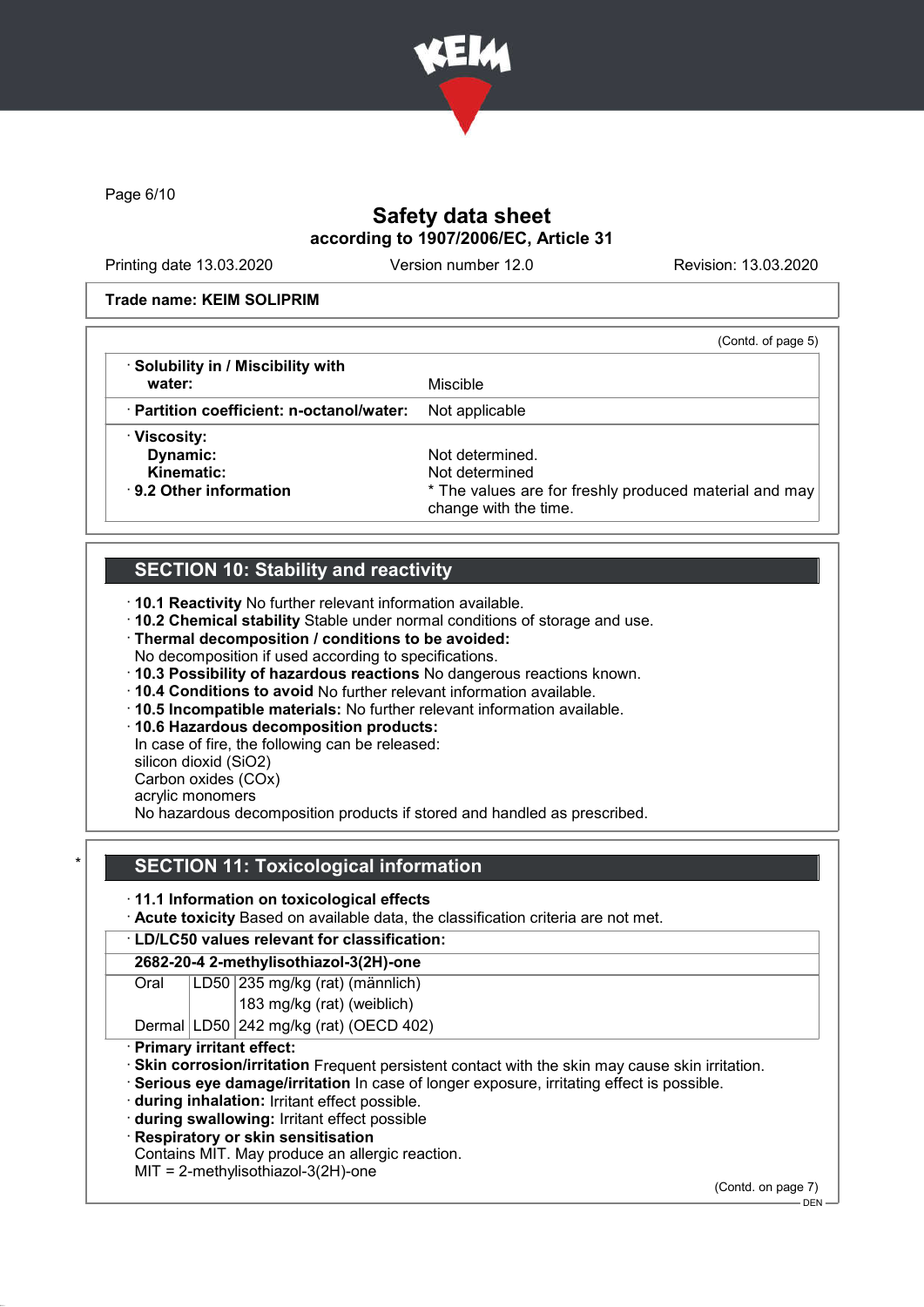# Safety data sheet

## according to 1907/2006/EC, Article 31

Printing date 13.03.2020 Version number 12.0 Revision: 13.03.2020

**Trade name: KEIM SOLIPRIM**

(Contd. of page 5)

| | |
|---|---|
| · **Solubility in / Miscibility with water:** | Miscible |
| · **Partition coefficient: n-octanol/water:** | Not applicable |
| · **Viscosity:** | |
| **Dynamic:** | Not determined. |
| **Kinematic:** | Not determined |
| · **9.2 Other information** | * The values are for freshly produced material and may change with the time. |

## SECTION 10: Stability and reactivity

- · **10.1 Reactivity** No further relevant information available.
- · **10.2 Chemical stability** Stable under normal conditions of storage and use.
- · **Thermal decomposition / conditions to be avoided:**
  No decomposition if used according to specifications.
- · **10.3 Possibility of hazardous reactions** No dangerous reactions known.
- · **10.4 Conditions to avoid** No further relevant information available.
- · **10.5 Incompatible materials:** No further relevant information available.
- · **10.6 Hazardous decomposition products:**
  In case of fire, the following can be released:
  silicon dioxid ($SiO_2$)
  Carbon oxides ($CO_x$)
  acrylic monomers
  No hazardous decomposition products if stored and handled as prescribed.

## * SECTION 11: Toxicological information

- · **11.1 Information on toxicological effects**
- · **Acute toxicity** Based on available data, the classification criteria are not met.

· **LD/LC50 values relevant for classification:**

| | | |
|---|---|---|
| **2682-20-4 2-methylisothiazol-3(2H)-one** | | |
| Oral | LD50 | 235 mg/kg (rat) (männlich) |
| | | 183 mg/kg (rat) (weiblich) |
| Dermal | LD50 | 242 mg/kg (rat) (OECD 402) |

- · **Primary irritant effect:**
- · **Skin corrosion/irritation** Frequent persistent contact with the skin may cause skin irritation.
- · **Serious eye damage/irritation** In case of longer exposure, irritating effect is possible.
- · **during inhalation:** Irritant effect possible.
- · **during swallowing:** Irritant effect possible
- · **Respiratory or skin sensitisation**
  Contains MIT. May produce an allergic reaction.
  MIT = 2-methylisothiazol-3(2H)-one

(Contd. on page 7)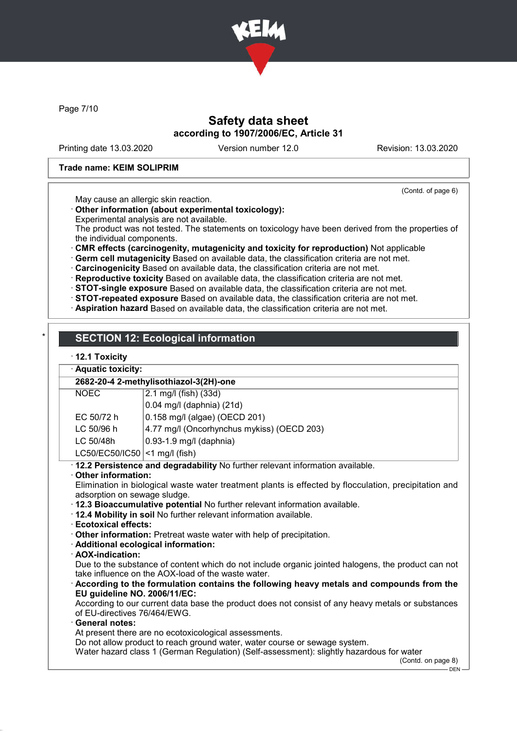Page 7/10

# Safety data sheet
## according to 1907/2006/EC, Article 31

Printing date 13.03.2020 | Version number 12.0 | Revision: 13.03.2020

**Trade name: KEIM SOLIPRIM**

(Contd. of page 6)

May cause an allergic skin reaction.

· **Other information (about experimental toxicology):**
Experimental analysis are not available.
The product was not tested. The statements on toxicology have been derived from the properties of the individual components.

· **CMR effects (carcinogenity, mutagenicity and toxicity for reproduction)** Not applicable
· **Germ cell mutagenicity** Based on available data, the classification criteria are not met.
· **Carcinogenicity** Based on available data, the classification criteria are not met.
· **Reproductive toxicity** Based on available data, the classification criteria are not met.
· **STOT-single exposure** Based on available data, the classification criteria are not met.
· **STOT-repeated exposure** Based on available data, the classification criteria are not met.
· **Aspiration hazard** Based on available data, the classification criteria are not met.

\* 

## SECTION 12: Ecological information

· **12.1 Toxicity**

· **Aquatic toxicity:**

| **2682-20-4 2-methylisothiazol-3(2H)-one** | |
|---|---|
| NOEC | 2.1 mg/l (fish) (33d) |
| | 0.04 mg/l (daphnia) (21d) |
| EC 50/72 h | 0.158 mg/l (algae) (OECD 201) |
| LC 50/96 h | 4.77 mg/l (Oncorhynchus mykiss) (OECD 203) |
| LC 50/48h | 0.93-1.9 mg/l (daphnia) |
| LC50/EC50/IC50 | <1 mg/l (fish) |

· **12.2 Persistence and degradability** No further relevant information available.
· **Other information:**
Elimination in biological waste water treatment plants is effected by flocculation, precipitation and adsorption on sewage sludge.
· **12.3 Bioaccumulative potential** No further relevant information available.
· **12.4 Mobility in soil** No further relevant information available.
· **Ecotoxical effects:**
· **Other information:** Pretreat waste water with help of precipitation.
· **Additional ecological information:**
· **AOX-indication:**
Due to the substance of content which do not include organic jointed halogens, the product can not take influence on the AOX-load of the waste water.
· **According to the formulation contains the following heavy metals and compounds from the EU guideline NO. 2006/11/EC:**
According to our current data base the product does not consist of any heavy metals or substances of EU-directives 76/464/EWG.
· **General notes:**
At present there are no ecotoxicological assessments.
Do not allow product to reach ground water, water course or sewage system.
Water hazard class 1 (German Regulation) (Self-assessment): slightly hazardous for water

(Contd. on page 8)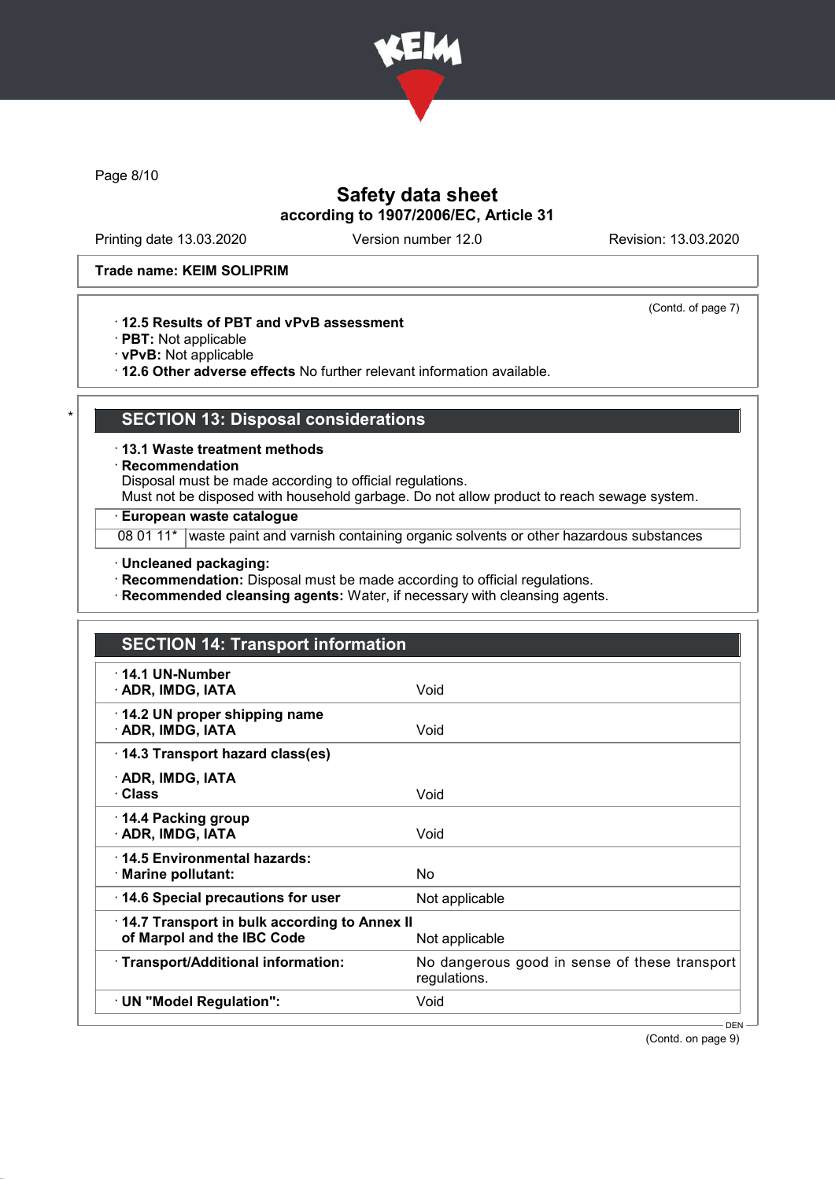Trade name: KEIM SOLIPRIM

(Contd. of page 7)

· **12.5 Results of PBT and vPvB assessment**
· **PBT:** Not applicable
· **vPvB:** Not applicable
· **12.6 Other adverse effects** No further relevant information available.

## * SECTION 13: Disposal considerations

· **13.1 Waste treatment methods**
· **Recommendation**
Disposal must be made according to official regulations.
Must not be disposed with household garbage. Do not allow product to reach sewage system.

| · European waste catalogue | |
|---|---|
| 08 01 11* | waste paint and varnish containing organic solvents or other hazardous substances |

· **Uncleaned packaging:**
· **Recommendation:** Disposal must be made according to official regulations.
· **Recommended cleansing agents:** Water, if necessary with cleansing agents.

## SECTION 14: Transport information

| | |
|---|---|
| · **14.1 UN-Number**<br>· **ADR, IMDG, IATA** | Void |
| · **14.2 UN proper shipping name**<br>· **ADR, IMDG, IATA** | Void |
| · **14.3 Transport hazard class(es)**<br>· **ADR, IMDG, IATA**<br>· **Class** | Void |
| · **14.4 Packing group**<br>· **ADR, IMDG, IATA** | Void |
| · **14.5 Environmental hazards:**<br>· **Marine pollutant:** | No |
| · **14.6 Special precautions for user** | Not applicable |
| · **14.7 Transport in bulk according to Annex II of Marpol and the IBC Code** | Not applicable |
| · **Transport/Additional information:** | No dangerous good in sense of these transport regulations. |
| · **UN "Model Regulation":** | Void |

(Contd. on page 9)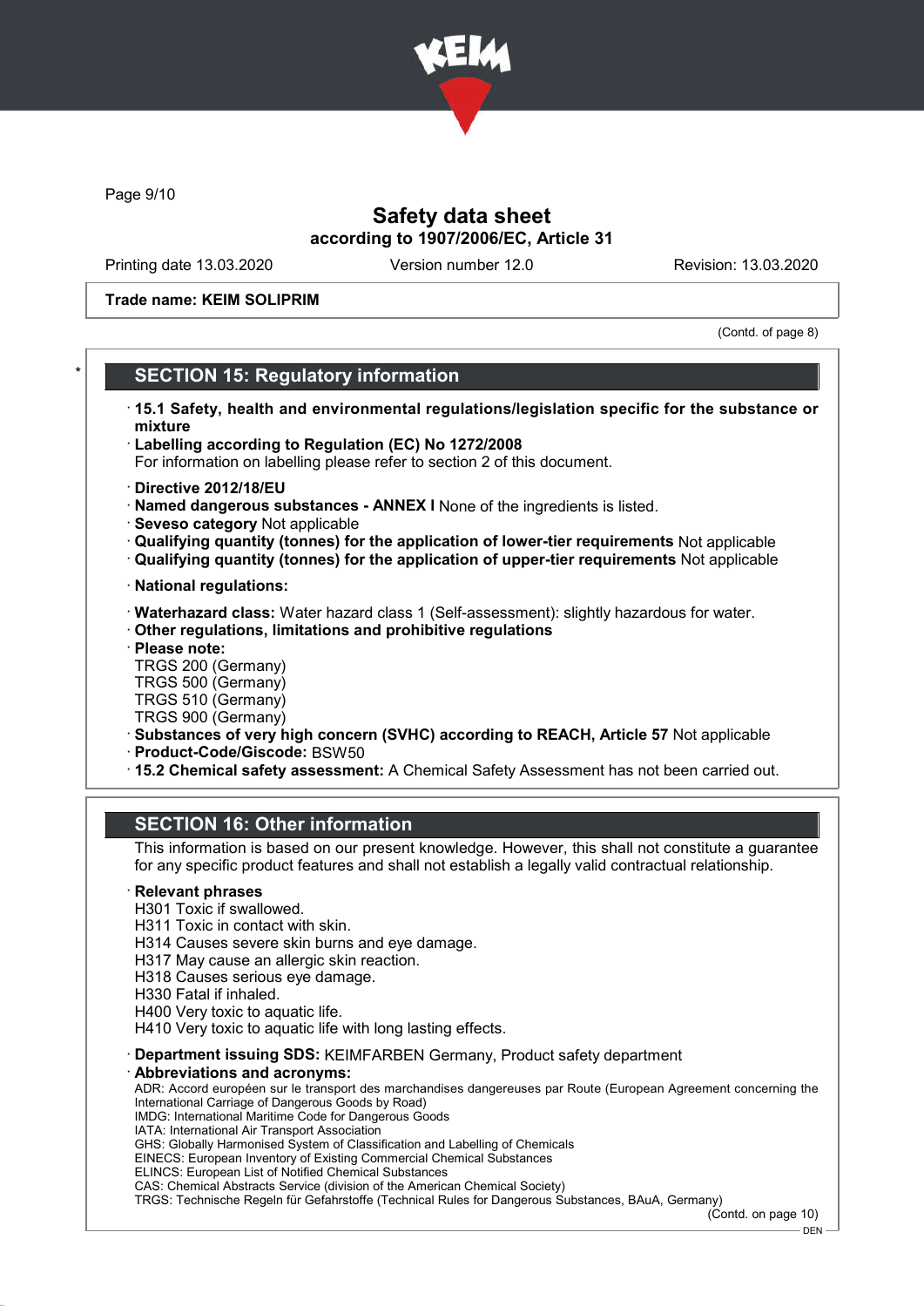Page 9/10

# Safety data sheet
## according to 1907/2006/EC, Article 31

Printing date 13.03.2020 Version number 12.0 Revision: 13.03.2020

**Trade name: KEIM SOLIPRIM**

(Contd. of page 8)

## SECTION 15: Regulatory information

- **15.1 Safety, health and environmental regulations/legislation specific for the substance or mixture**
- **Labelling according to Regulation (EC) No 1272/2008**
  For information on labelling please refer to section 2 of this document.
- **Directive 2012/18/EU**
- **Named dangerous substances - ANNEX I** None of the ingredients is listed.
- **Seveso category** Not applicable
- **Qualifying quantity (tonnes) for the application of lower-tier requirements** Not applicable
- **Qualifying quantity (tonnes) for the application of upper-tier requirements** Not applicable
- **National regulations:**
- **Waterhazard class:** Water hazard class 1 (Self-assessment): slightly hazardous for water.
- **Other regulations, limitations and prohibitive regulations**
- **Please note:**
  TRGS 200 (Germany)
  TRGS 500 (Germany)
  TRGS 510 (Germany)
  TRGS 900 (Germany)
- **Substances of very high concern (SVHC) according to REACH, Article 57** Not applicable
- **Product-Code/Giscode:** BSW50
- **15.2 Chemical safety assessment:** A Chemical Safety Assessment has not been carried out.

## SECTION 16: Other information

This information is based on our present knowledge. However, this shall not constitute a guarantee for any specific product features and shall not establish a legally valid contractual relationship.

- **Relevant phrases**
  H301 Toxic if swallowed.
  H311 Toxic in contact with skin.
  H314 Causes severe skin burns and eye damage.
  H317 May cause an allergic skin reaction.
  H318 Causes serious eye damage.
  H330 Fatal if inhaled.
  H400 Very toxic to aquatic life.
  H410 Very toxic to aquatic life with long lasting effects.
- **Department issuing SDS:** KEIMFARBEN Germany, Product safety department
- **Abbreviations and acronyms:**
  ADR: Accord européen sur le transport des marchandises dangereuses par Route (European Agreement concerning the International Carriage of Dangerous Goods by Road)
  IMDG: International Maritime Code for Dangerous Goods
  IATA: International Air Transport Association
  GHS: Globally Harmonised System of Classification and Labelling of Chemicals
  EINECS: European Inventory of Existing Commercial Chemical Substances
  ELINCS: European List of Notified Chemical Substances
  CAS: Chemical Abstracts Service (division of the American Chemical Society)
  TRGS: Technische Regeln für Gefahrstoffe (Technical Rules for Dangerous Substances, BAuA, Germany)

(Contd. on page 10)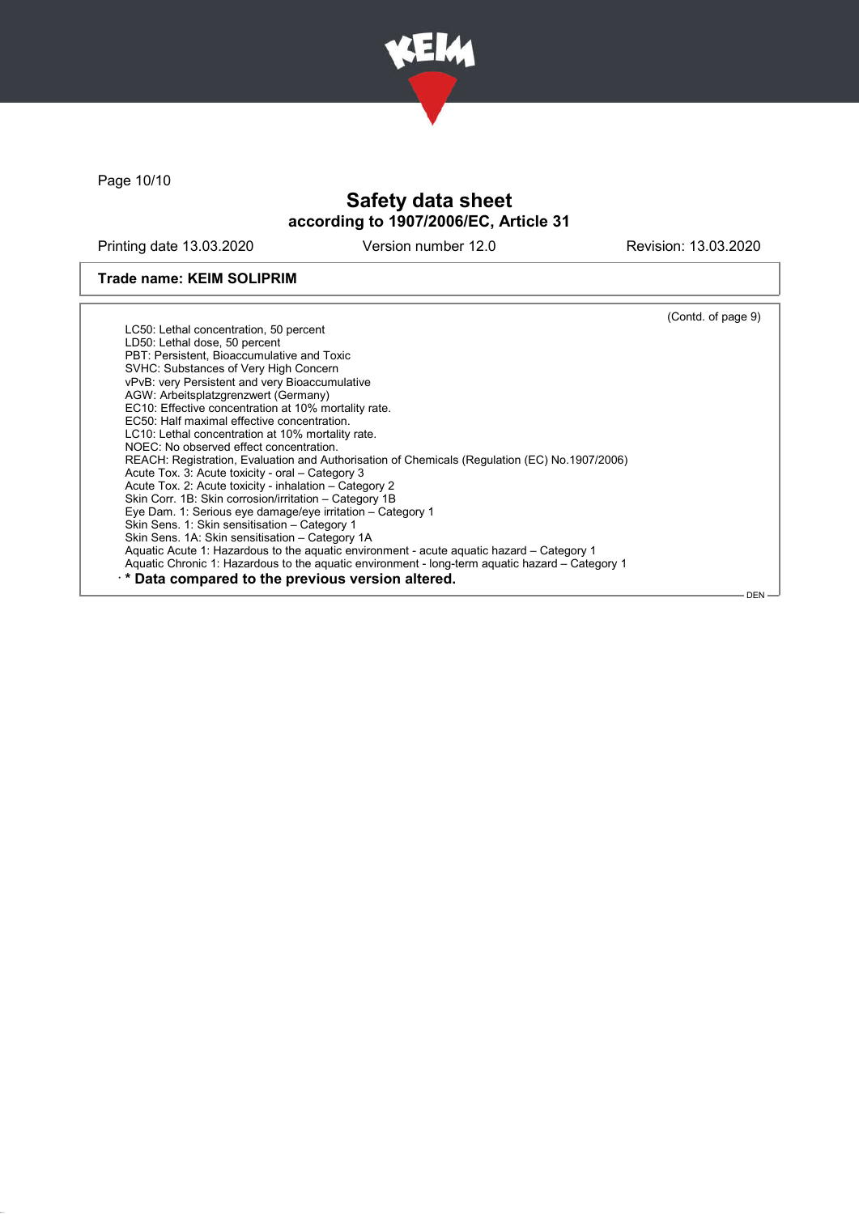**Trade name: KEIM SOLIPRIM**

(Contd. of page 9)

LC50: Lethal concentration, 50 percent
LD50: Lethal dose, 50 percent
PBT: Persistent, Bioaccumulative and Toxic
SVHC: Substances of Very High Concern
vPvB: very Persistent and very Bioaccumulative
AGW: Arbeitsplatzgrenzwert (Germany)
EC10: Effective concentration at 10% mortality rate.
EC50: Half maximal effective concentration.
LC10: Lethal concentration at 10% mortality rate.
NOEC: No observed effect concentration.
REACH: Registration, Evaluation and Authorisation of Chemicals (Regulation (EC) No.1907/2006)
Acute Tox. 3: Acute toxicity - oral – Category 3
Acute Tox. 2: Acute toxicity - inhalation – Category 2
Skin Corr. 1B: Skin corrosion/irritation – Category 1B
Eye Dam. 1: Serious eye damage/eye irritation – Category 1
Skin Sens. 1: Skin sensitisation – Category 1
Skin Sens. 1A: Skin sensitisation – Category 1A
Aquatic Acute 1: Hazardous to the aquatic environment - acute aquatic hazard – Category 1
Aquatic Chronic 1: Hazardous to the aquatic environment - long-term aquatic hazard – Category 1

· **\* Data compared to the previous version altered.**

DEN